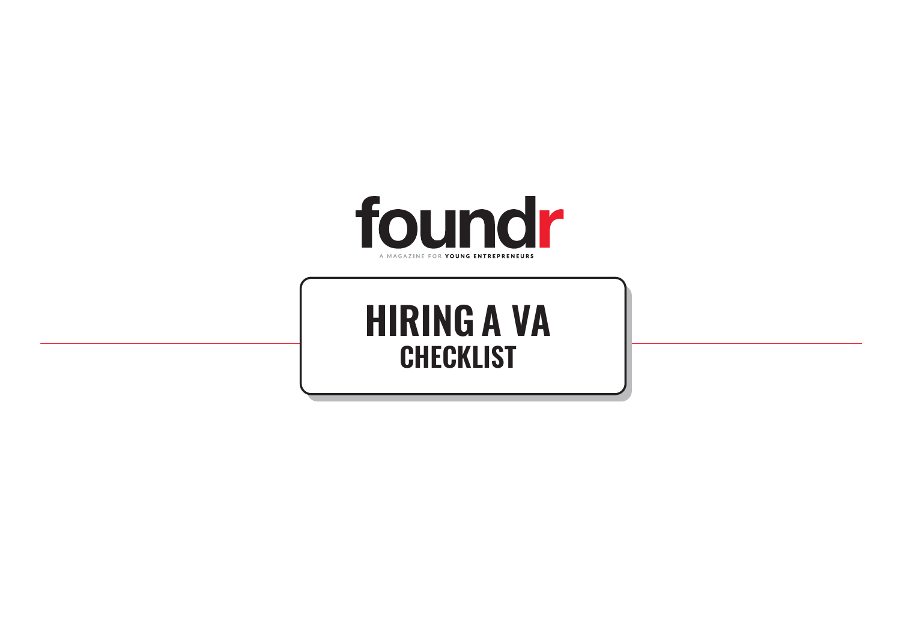foundr

A MAGAZINE FOR **YOUNG ENTREPRENEURS**

# HIRING A VA
## CHECKLIST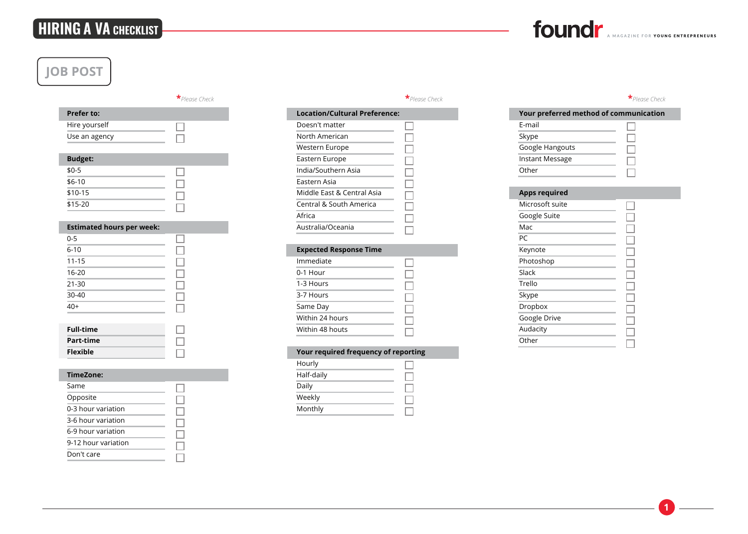# HIRING A VA CHECKLIST

## JOB POST

*Please Check

| Prefer to: | |
|---|---|
| Hire yourself | ☐ |
| Use an agency | ☐ |

| Budget: | |
|---|---|
| $0-5 | ☐ |
| $6-10 | ☐ |
| $10-15 | ☐ |
| $15-20 | ☐ |

| Estimated hours per week: | |
|---|---|
| 0-5 | ☐ |
| 6-10 | ☐ |
| 11-15 | ☐ |
| 16-20 | ☐ |
| 21-30 | ☐ |
| 30-40 | ☐ |
| 40+ | ☐ |

| | |
|---|---|
| **Full-time** | ☐ |
| **Part-time** | ☐ |
| **Flexible** | ☐ |

| TimeZone: | |
|---|---|
| Same | ☐ |
| Opposite | ☐ |
| 0-3 hour variation | ☐ |
| 3-6 hour variation | ☐ |
| 6-9 hour variation | ☐ |
| 9-12 hour variation | ☐ |
| Don't care | ☐ |

*Please Check

| Location/Cultural Preference: | |
|---|---|
| Doesn't matter | ☐ |
| North American | ☐ |
| Western Europe | ☐ |
| Eastern Europe | ☐ |
| India/Southern Asia | ☐ |
| Eastern Asia | ☐ |
| Middle East & Central Asia | ☐ |
| Central & South America | ☐ |
| Africa | ☐ |
| Australia/Oceania | ☐ |

| Expected Response Time | |
|---|---|
| Immediate | ☐ |
| 0-1 Hour | ☐ |
| 1-3 Hours | ☐ |
| 3-7 Hours | ☐ |
| Same Day | ☐ |
| Within 24 hours | ☐ |
| Within 48 houts | ☐ |

| Your required frequency of reporting | |
|---|---|
| Hourly | ☐ |
| Half-daily | ☐ |
| Daily | ☐ |
| Weekly | ☐ |
| Monthly | ☐ |

*Please Check

| Your preferred method of communication | |
|---|---|
| E-mail | ☐ |
| Skype | ☐ |
| Google Hangouts | ☐ |
| Instant Message | ☐ |
| Other | ☐ |

| Apps required | |
|---|---|
| Microsoft suite | ☐ |
| Google Suite | ☐ |
| Mac | ☐ |
| PC | ☐ |
| Keynote | ☐ |
| Photoshop | ☐ |
| Slack | ☐ |
| Trello | ☐ |
| Skype | ☐ |
| Dropbox | ☐ |
| Google Drive | ☐ |
| Audacity | ☐ |
| Other | ☐ |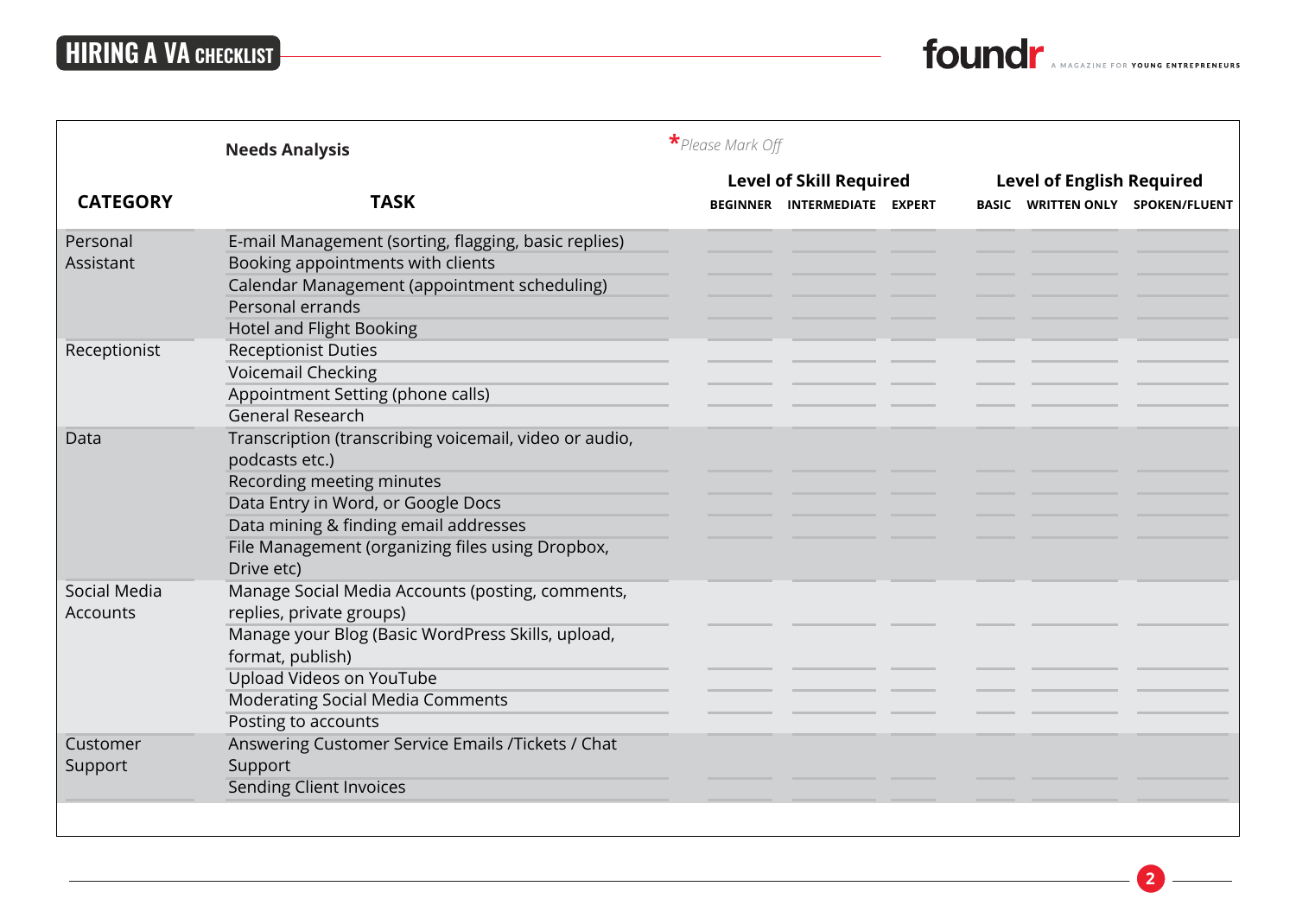## Needs Analysis

*Please Mark Off

| CATEGORY | TASK | Level of Skill Required | | | Level of English Required | | |
|---|---|---|---|---|---|---|---|
| | | BEGINNER | INTERMEDIATE | EXPERT | BASIC | WRITTEN ONLY | SPOKEN/FLUENT |
| Personal Assistant | E-mail Management (sorting, flagging, basic replies) | | | | | | |
| | Booking appointments with clients | | | | | | |
| | Calendar Management (appointment scheduling) | | | | | | |
| | Personal errands | | | | | | |
| | Hotel and Flight Booking | | | | | | |
| Receptionist | Receptionist Duties | | | | | | |
| | Voicemail Checking | | | | | | |
| | Appointment Setting (phone calls) | | | | | | |
| | General Research | | | | | | |
| Data | Transcription (transcribing voicemail, video or audio, podcasts etc.) | | | | | | |
| | Recording meeting minutes | | | | | | |
| | Data Entry in Word, or Google Docs | | | | | | |
| | Data mining & finding email addresses | | | | | | |
| | File Management (organizing files using Dropbox, Drive etc) | | | | | | |
| Social Media Accounts | Manage Social Media Accounts (posting, comments, replies, private groups) | | | | | | |
| | Manage your Blog (Basic WordPress Skills, upload, format, publish) | | | | | | |
| | Upload Videos on YouTube | | | | | | |
| | Moderating Social Media Comments | | | | | | |
| | Posting to accounts | | | | | | |
| Customer Support | Answering Customer Service Emails /Tickets / Chat Support | | | | | | |
| | Sending Client Invoices | | | | | | |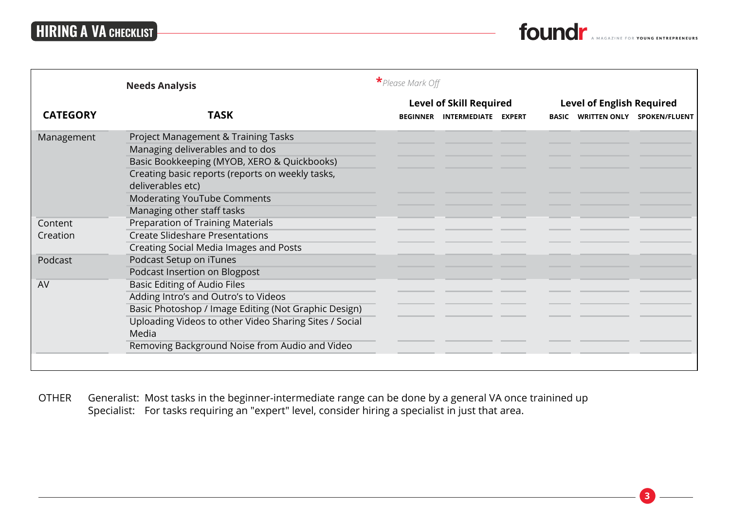# HIRING A VA CHECKLIST

| | Needs Analysis | *Please Mark Off | | | | | |
|---|---|---|---|---|---|---|---|
| | | Level of Skill Required | | | Level of English Required | | |
| CATEGORY | TASK | BEGINNER | INTERMEDIATE | EXPERT | BASIC | WRITTEN ONLY | SPOKEN/FLUENT |
| Management | Project Management & Training Tasks | | | | | | |
| | Managing deliverables and to dos | | | | | | |
| | Basic Bookkeeping (MYOB, XERO & Quickbooks) | | | | | | |
| | Creating basic reports (reports on weekly tasks, deliverables etc) | | | | | | |
| | Moderating YouTube Comments | | | | | | |
| | Managing other staff tasks | | | | | | |
| Content Creation | Preparation of Training Materials | | | | | | |
| | Create Slideshare Presentations | | | | | | |
| | Creating Social Media Images and Posts | | | | | | |
| Podcast | Podcast Setup on iTunes | | | | | | |
| | Podcast Insertion on Blogpost | | | | | | |
| AV | Basic Editing of Audio Files | | | | | | |
| | Adding Intro's and Outro's to Videos | | | | | | |
| | Basic Photoshop / Image Editing (Not Graphic Design) | | | | | | |
| | Uploading Videos to other Video Sharing Sites / Social Media | | | | | | |
| | Removing Background Noise from Audio and Video | | | | | | |

OTHER

Generalist: Most tasks in the beginner-intermediate range can be done by a general VA once trained up

Specialist: For tasks requiring an "expert" level, consider hiring a specialist in just that area.